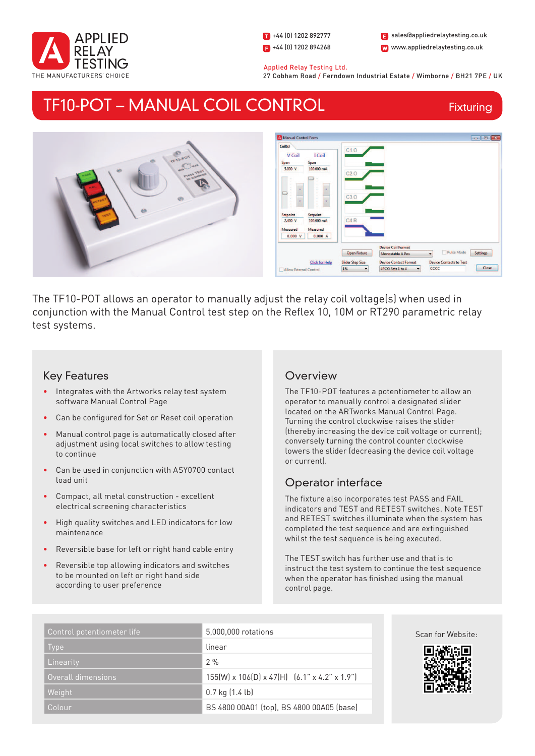APPLIED RELAY TESTING
THE MANUFACTURERS' CHOICE

T +44 (0) 1202 892777
F +44 (0) 1202 894268
E sales@appliedrelaytesting.co.uk
W www.appliedrelaytesting.co.uk

Applied Relay Testing Ltd.
27 Cobham Road / Ferndown Industrial Estate / Wimborne / BH21 7PE / UK

# TF10-POT – MANUAL COIL CONTROL

Fixturing

The TF10-POT allows an operator to manually adjust the relay coil voltage(s) when used in conjunction with the Manual Control test step on the Reflex 10, 10M or RT290 parametric relay test systems.

## Key Features

- Integrates with the Artworks relay test system software Manual Control Page
- Can be configured for Set or Reset coil operation
- Manual control page is automatically closed after adjustment using local switches to allow testing to continue
- Can be used in conjunction with ASY0700 contact load unit
- Compact, all metal construction - excellent electrical screening characteristics
- High quality switches and LED indicators for low maintenance
- Reversible base for left or right hand cable entry
- Reversible top allowing indicators and switches to be mounted on left or right hand side according to user preference

## Overview

The TF10-POT features a potentiometer to allow an operator to manually control a designated slider located on the ARTworks Manual Control Page. Turning the control clockwise raises the slider (thereby increasing the device coil voltage or current); conversely turning the control counter clockwise lowers the slider (decreasing the device coil voltage or current).

## Operator interface

The fixture also incorporates test PASS and FAIL indicators and TEST and RETEST switches. Note TEST and RETEST switches illuminate when the system has completed the test sequence and are extinguished whilst the test sequence is being executed.

The TEST switch has further use and that is to instruct the test system to continue the test sequence when the operator has finished using the manual control page.

| | |
|---|---|
| Control potentiometer life | 5,000,000 rotations |
| Type | linear |
| Linearity | 2 % |
| Overall dimensions | 155(W) x 106(D) x 47(H) (6.1" x 4.2" x 1.9") |
| Weight | 0.7 kg (1.4 lb) |
| Colour | BS 4800 00A01 (top), BS 4800 00A05 (base) |

Scan for Website: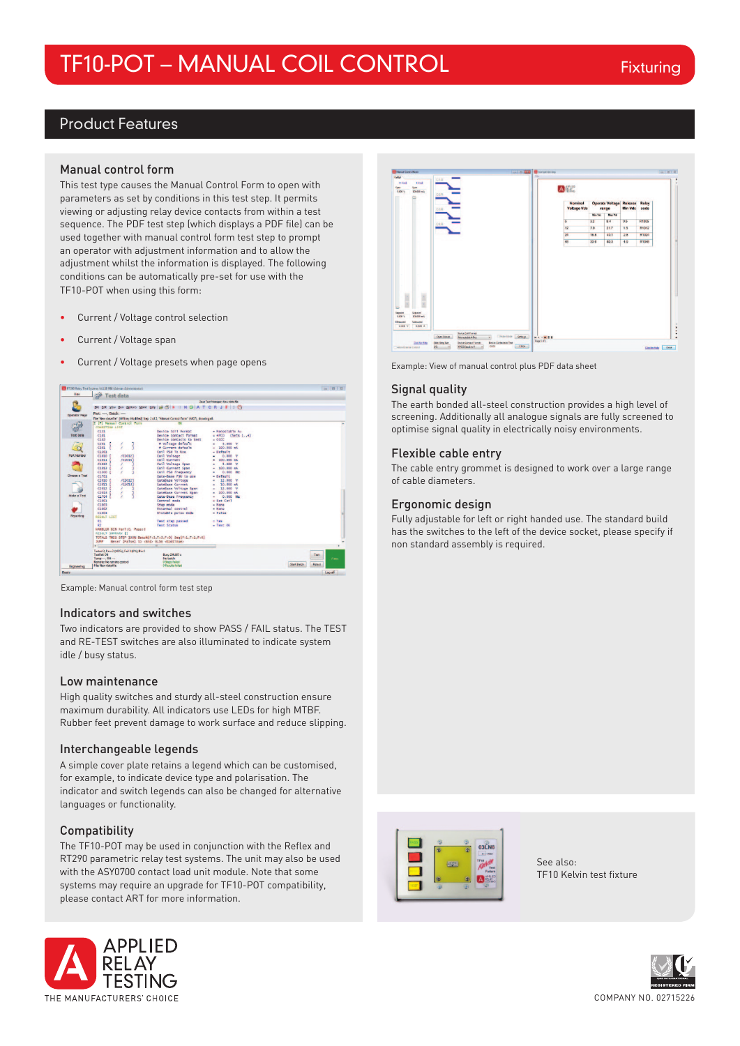# TF10-POT – MANUAL COIL CONTROL

Fixturing

## Product Features

### Manual control form

This test type causes the Manual Control Form to open with parameters as set by conditions in this test step. It permits viewing or adjusting relay device contacts from within a test sequence. The PDF test step (which displays a PDF file) can be used together with manual control form test step to prompt an operator with adjustment information and to allow the adjustment whilst the information is displayed. The following conditions can be automatically pre-set for use with the TF10-POT when using this form:

- Current / Voltage control selection
- Current / Voltage span
- Current / Voltage presets when page opens

Example: Manual control form test step

### Indicators and switches

Two indicators are provided to show PASS / FAIL status. The TEST and RE-TEST switches are also illuminated to indicate system idle / busy status.

### Low maintenance

High quality switches and sturdy all-steel construction ensure maximum durability. All indicators use LEDs for high MTBF. Rubber feet prevent damage to work surface and reduce slipping.

### Interchangeable legends

A simple cover plate retains a legend which can be customised, for example, to indicate device type and polarisation. The indicator and switch legends can also be changed for alternative languages or functionality.

### Compatibility

The TF10-POT may be used in conjunction with the Reflex and RT290 parametric relay test systems. The unit may also be used with the ASY0700 contact load unit module. Note that some systems may require an upgrade for TF10-POT compatibility, please contact ART for more information.

Example: View of manual control plus PDF data sheet

### Signal quality

The earth bonded all-steel construction provides a high level of screening. Additionally all analogue signals are fully screened to optimise signal quality in electrically noisy environments.

### Flexible cable entry

The cable entry grommet is designed to work over a large range of cable diameters.

### Ergonomic design

Fully adjustable for left or right handed use. The standard build has the switches to the left of the device socket, please specify if non standard assembly is required.

See also:
TF10 Kelvin test fixture

APPLIED RELAY TESTING
THE MANUFACTURERS' CHOICE

COMPANY NO. 02715226